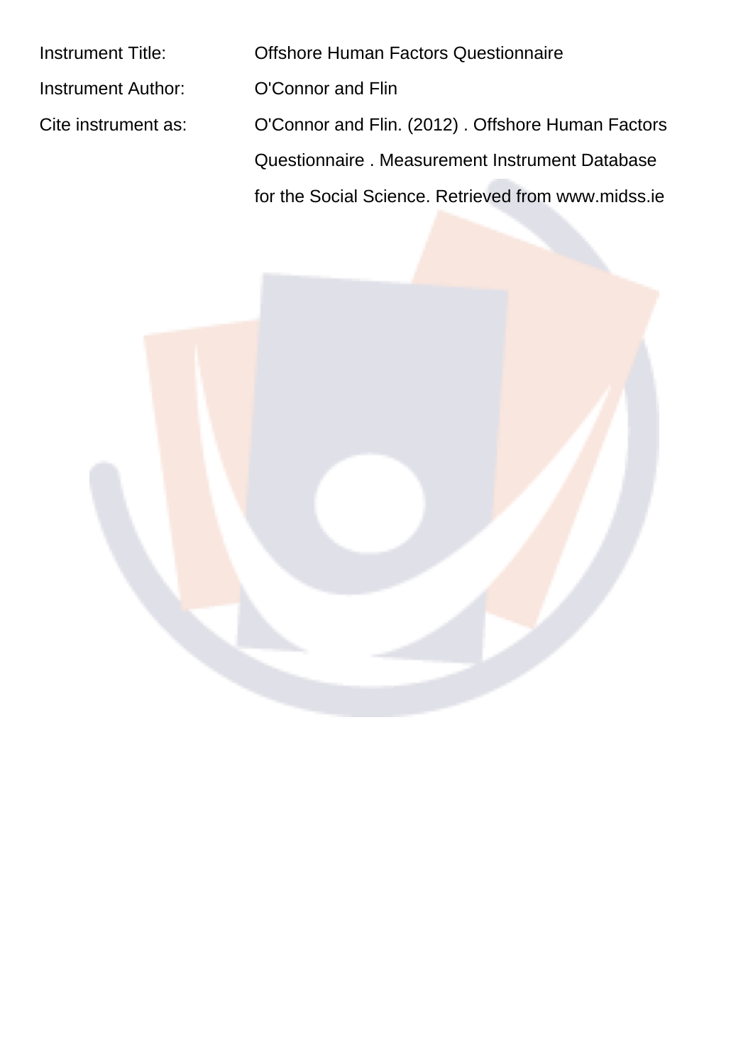| | |
|---|---|
| Instrument Title: | Offshore Human Factors Questionnaire |
| Instrument Author: | O'Connor and Flin |
| Cite instrument as: | O'Connor and Flin. (2012) . Offshore Human Factors Questionnaire . Measurement Instrument Database for the Social Science. Retrieved from www.midss.ie |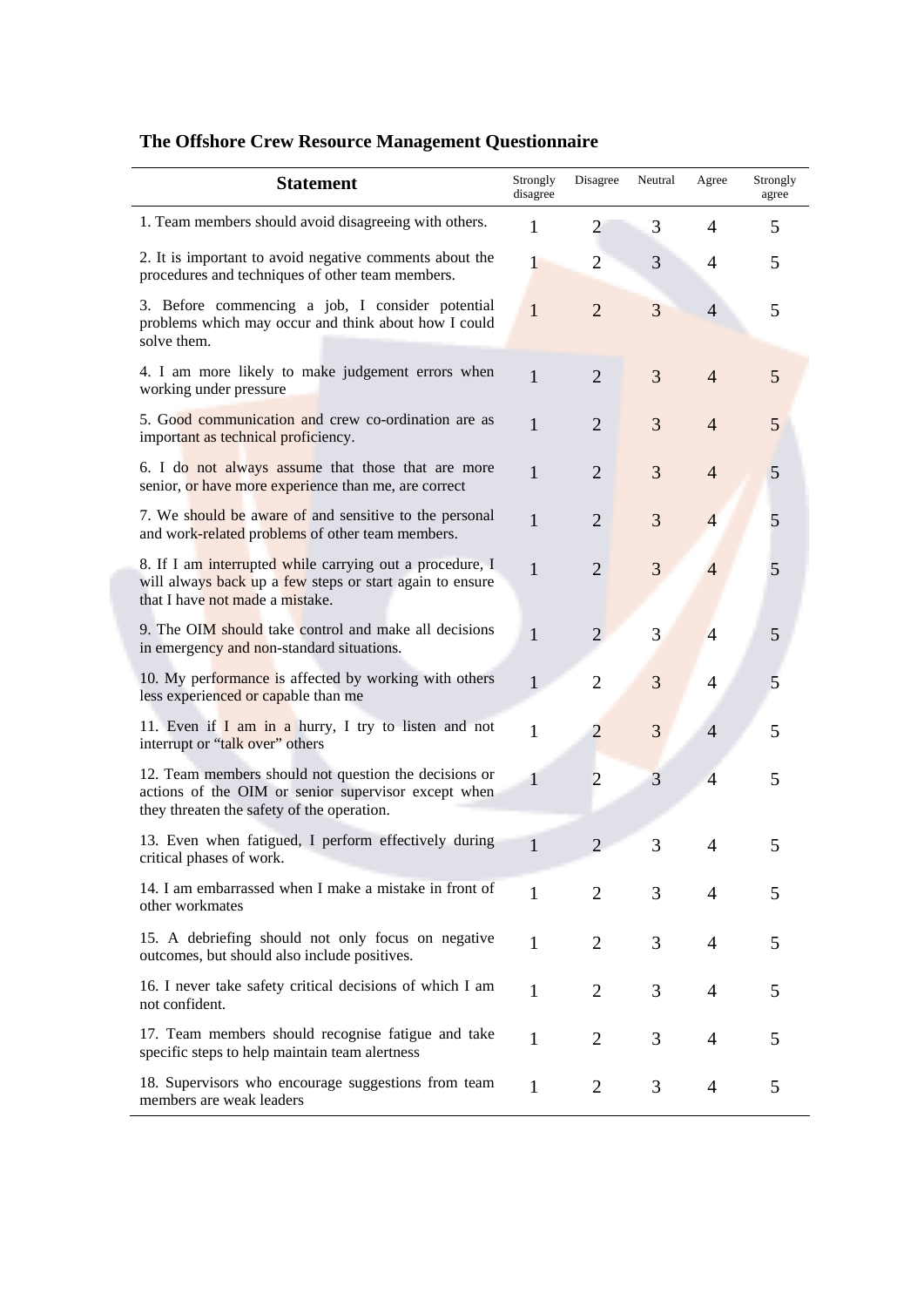### The Offshore Crew Resource Management Questionnaire

| Statement | Strongly disagree | Disagree | Neutral | Agree | Strongly agree |
|---|---|---|---|---|---|
| 1. Team members should avoid disagreeing with others. | 1 | 2 | 3 | 4 | 5 |
| 2. It is important to avoid negative comments about the procedures and techniques of other team members. | 1 | 2 | 3 | 4 | 5 |
| 3. Before commencing a job, I consider potential problems which may occur and think about how I could solve them. | 1 | 2 | 3 | 4 | 5 |
| 4. I am more likely to make judgement errors when working under pressure | 1 | 2 | 3 | 4 | 5 |
| 5. Good communication and crew co-ordination are as important as technical proficiency. | 1 | 2 | 3 | 4 | 5 |
| 6. I do not always assume that those that are more senior, or have more experience than me, are correct | 1 | 2 | 3 | 4 | 5 |
| 7. We should be aware of and sensitive to the personal and work-related problems of other team members. | 1 | 2 | 3 | 4 | 5 |
| 8. If I am interrupted while carrying out a procedure, I will always back up a few steps or start again to ensure that I have not made a mistake. | 1 | 2 | 3 | 4 | 5 |
| 9. The OIM should take control and make all decisions in emergency and non-standard situations. | 1 | 2 | 3 | 4 | 5 |
| 10. My performance is affected by working with others less experienced or capable than me | 1 | 2 | 3 | 4 | 5 |
| 11. Even if I am in a hurry, I try to listen and not interrupt or "talk over" others | 1 | 2 | 3 | 4 | 5 |
| 12. Team members should not question the decisions or actions of the OIM or senior supervisor except when they threaten the safety of the operation. | 1 | 2 | 3 | 4 | 5 |
| 13. Even when fatigued, I perform effectively during critical phases of work. | 1 | 2 | 3 | 4 | 5 |
| 14. I am embarrassed when I make a mistake in front of other workmates | 1 | 2 | 3 | 4 | 5 |
| 15. A debriefing should not only focus on negative outcomes, but should also include positives. | 1 | 2 | 3 | 4 | 5 |
| 16. I never take safety critical decisions of which I am not confident. | 1 | 2 | 3 | 4 | 5 |
| 17. Team members should recognise fatigue and take specific steps to help maintain team alertness | 1 | 2 | 3 | 4 | 5 |
| 18. Supervisors who encourage suggestions from team members are weak leaders | 1 | 2 | 3 | 4 | 5 |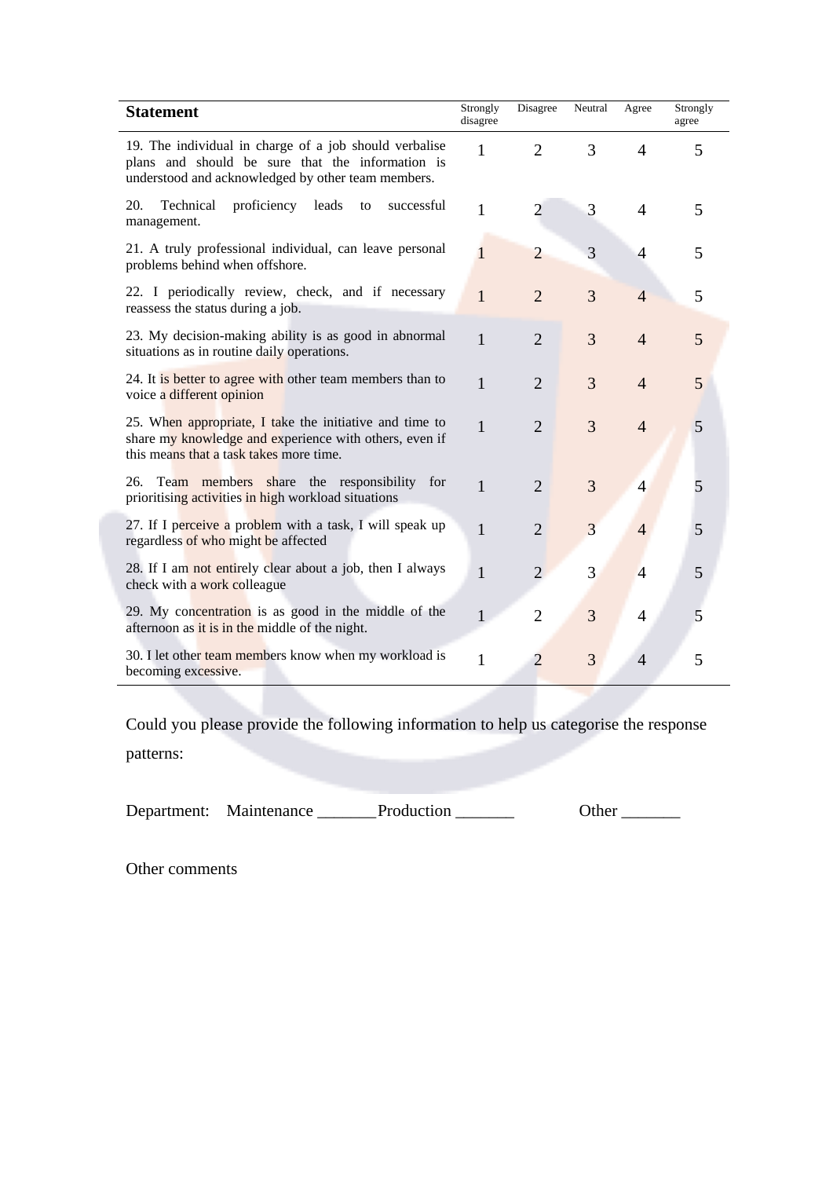| **Statement** | Strongly disagree | Disagree | Neutral | Agree | Strongly agree |
|---|---|---|---|---|---|
| 19. The individual in charge of a job should verbalise plans and should be sure that the information is understood and acknowledged by other team members. | 1 | 2 | 3 | 4 | 5 |
| 20. Technical proficiency leads to successful management. | 1 | 2 | 3 | 4 | 5 |
| 21. A truly professional individual, can leave personal problems behind when offshore. | 1 | 2 | 3 | 4 | 5 |
| 22. I periodically review, check, and if necessary reassess the status during a job. | 1 | 2 | 3 | 4 | 5 |
| 23. My decision-making ability is as good in abnormal situations as in routine daily operations. | 1 | 2 | 3 | 4 | 5 |
| 24. It is better to agree with other team members than to voice a different opinion | 1 | 2 | 3 | 4 | 5 |
| 25. When appropriate, I take the initiative and time to share my knowledge and experience with others, even if this means that a task takes more time. | 1 | 2 | 3 | 4 | 5 |
| 26. Team members share the responsibility for prioritising activities in high workload situations | 1 | 2 | 3 | 4 | 5 |
| 27. If I perceive a problem with a task, I will speak up regardless of who might be affected | 1 | 2 | 3 | 4 | 5 |
| 28. If I am not entirely clear about a job, then I always check with a work colleague | 1 | 2 | 3 | 4 | 5 |
| 29. My concentration is as good in the middle of the afternoon as it is in the middle of the night. | 1 | 2 | 3 | 4 | 5 |
| 30. I let other team members know when my workload is becoming excessive. | 1 | 2 | 3 | 4 | 5 |

Could you please provide the following information to help us categorise the response patterns:

Department: Maintenance _______ Production _______ Other _______

Other comments